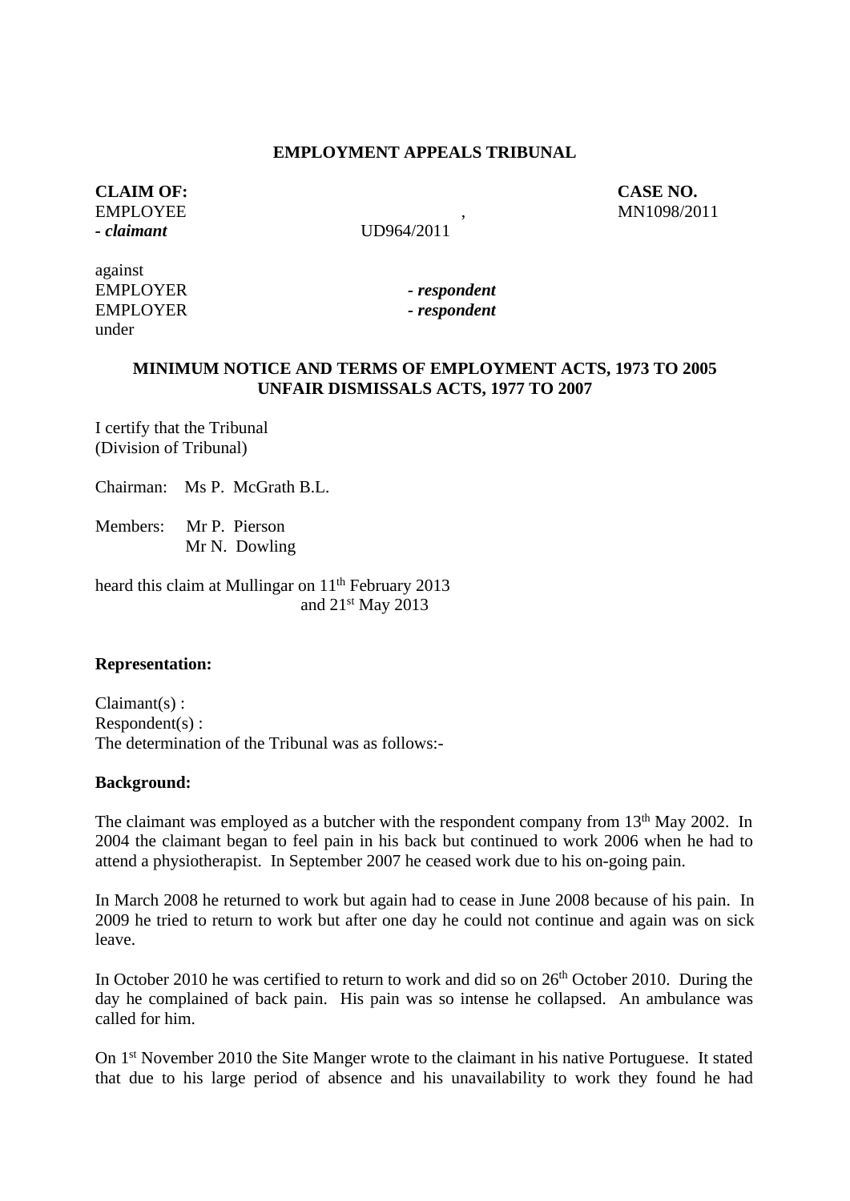**EMPLOYMENT APPEALS TRIBUNAL**

**CLAIM OF:** **CASE NO.**

EMPLOYEE , MN1098/2011

***- claimant*** UD964/2011

against

EMPLOYER ***- respondent***

EMPLOYER ***- respondent***

under

**MINIMUM NOTICE AND TERMS OF EMPLOYMENT ACTS, 1973 TO 2005**
**UNFAIR DISMISSALS ACTS, 1977 TO 2007**

I certify that the Tribunal
(Division of Tribunal)

Chairman: Ms P. McGrath B.L.

Members: Mr P. Pierson
Mr N. Dowling

heard this claim at Mullingar on 11th February 2013
and 21st May 2013

**Representation:**

Claimant(s) :
Respondent(s) :
The determination of the Tribunal was as follows:-

**Background:**

The claimant was employed as a butcher with the respondent company from 13th May 2002. In 2004 the claimant began to feel pain in his back but continued to work 2006 when he had to attend a physiotherapist. In September 2007 he ceased work due to his on-going pain.

In March 2008 he returned to work but again had to cease in June 2008 because of his pain. In 2009 he tried to return to work but after one day he could not continue and again was on sick leave.

In October 2010 he was certified to return to work and did so on 26th October 2010. During the day he complained of back pain. His pain was so intense he collapsed. An ambulance was called for him.

On 1st November 2010 the Site Manger wrote to the claimant in his native Portuguese. It stated that due to his large period of absence and his unavailability to work they found he had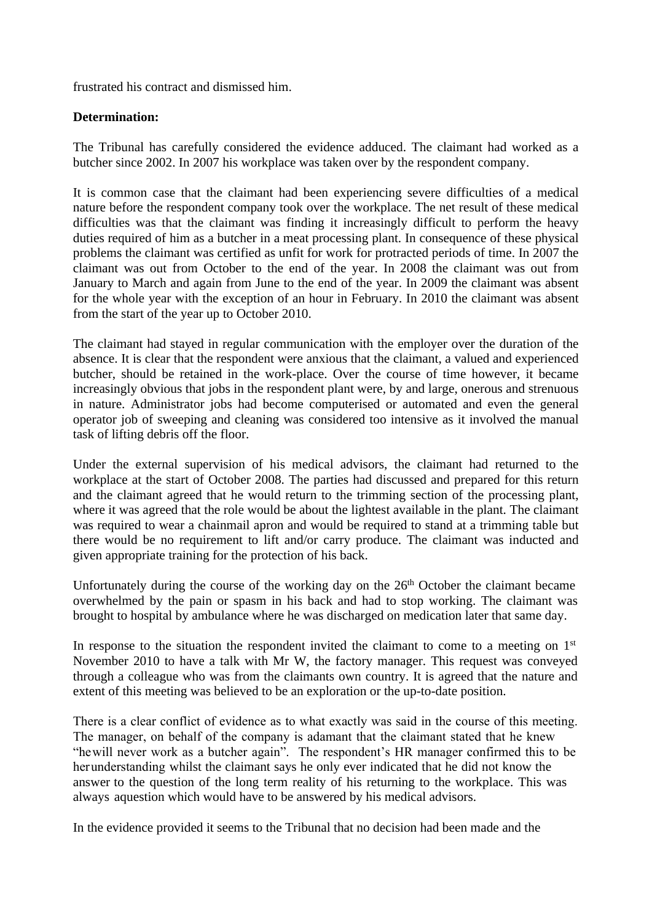frustrated his contract and dismissed him.

**Determination:**

The Tribunal has carefully considered the evidence adduced. The claimant had worked as a butcher since 2002. In 2007 his workplace was taken over by the respondent company.

It is common case that the claimant had been experiencing severe difficulties of a medical nature before the respondent company took over the workplace. The net result of these medical difficulties was that the claimant was finding it increasingly difficult to perform the heavy duties required of him as a butcher in a meat processing plant. In consequence of these physical problems the claimant was certified as unfit for work for protracted periods of time. In 2007 the claimant was out from October to the end of the year. In 2008 the claimant was out from January to March and again from June to the end of the year. In 2009 the claimant was absent for the whole year with the exception of an hour in February. In 2010 the claimant was absent from the start of the year up to October 2010.

The claimant had stayed in regular communication with the employer over the duration of the absence. It is clear that the respondent were anxious that the claimant, a valued and experienced butcher, should be retained in the work-place. Over the course of time however, it became increasingly obvious that jobs in the respondent plant were, by and large, onerous and strenuous in nature. Administrator jobs had become computerised or automated and even the general operator job of sweeping and cleaning was considered too intensive as it involved the manual task of lifting debris off the floor.

Under the external supervision of his medical advisors, the claimant had returned to the workplace at the start of October 2008. The parties had discussed and prepared for this return and the claimant agreed that he would return to the trimming section of the processing plant, where it was agreed that the role would be about the lightest available in the plant. The claimant was required to wear a chainmail apron and would be required to stand at a trimming table but there would be no requirement to lift and/or carry produce. The claimant was inducted and given appropriate training for the protection of his back.

Unfortunately during the course of the working day on the 26th October the claimant became overwhelmed by the pain or spasm in his back and had to stop working. The claimant was brought to hospital by ambulance where he was discharged on medication later that same day.

In response to the situation the respondent invited the claimant to come to a meeting on 1st November 2010 to have a talk with Mr W, the factory manager. This request was conveyed through a colleague who was from the claimants own country. It is agreed that the nature and extent of this meeting was believed to be an exploration or the up-to-date position.

There is a clear conflict of evidence as to what exactly was said in the course of this meeting. The manager, on behalf of the company is adamant that the claimant stated that he knew "he will never work as a butcher again". The respondent's HR manager confirmed this to be her understanding whilst the claimant says he only ever indicated that he did not know the answer to the question of the long term reality of his returning to the workplace. This was always a question which would have to be answered by his medical advisors.

In the evidence provided it seems to the Tribunal that no decision had been made and the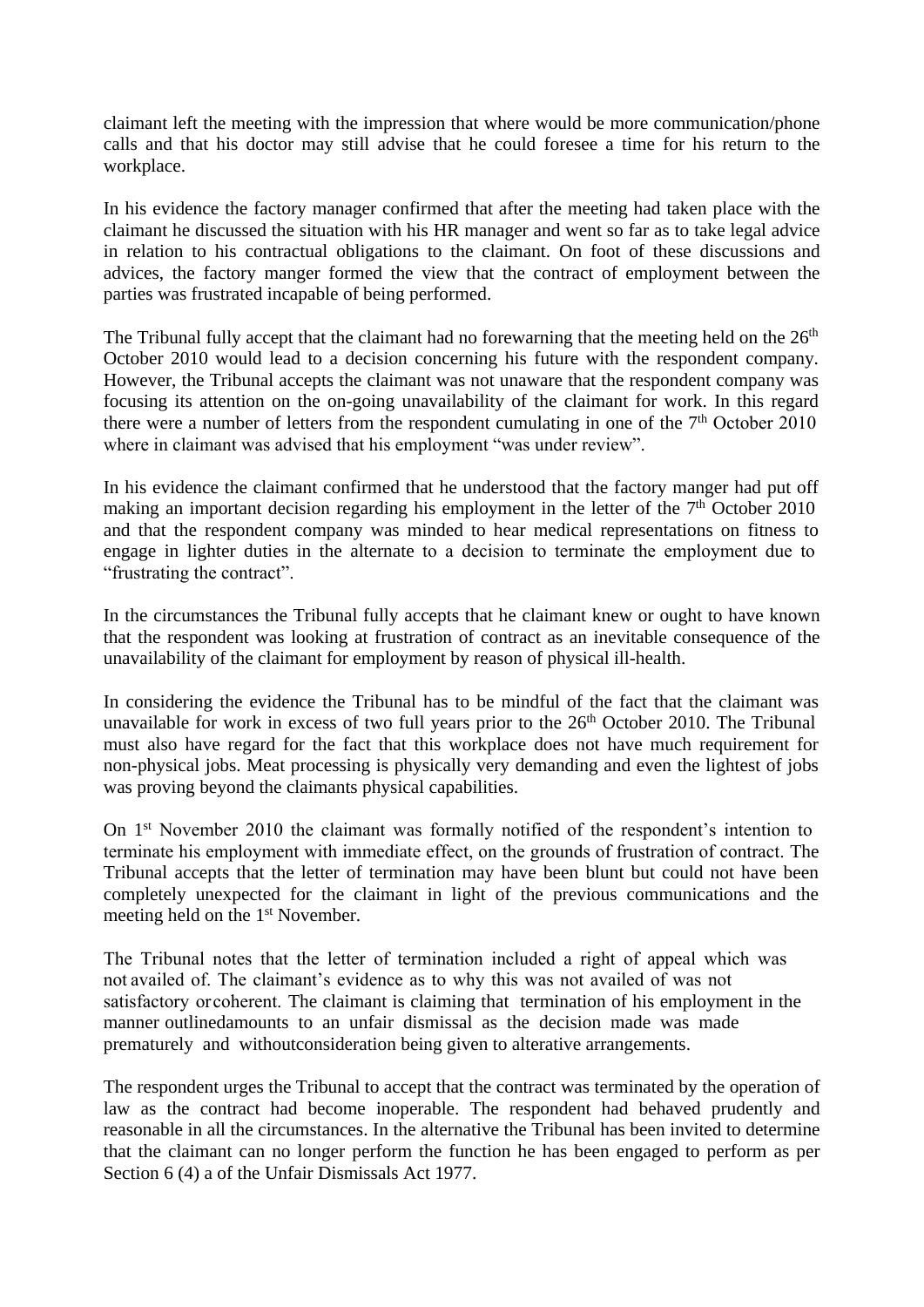claimant left the meeting with the impression that where would be more communication/phone calls and that his doctor may still advise that he could foresee a time for his return to the workplace.

In his evidence the factory manager confirmed that after the meeting had taken place with the claimant he discussed the situation with his HR manager and went so far as to take legal advice in relation to his contractual obligations to the claimant. On foot of these discussions and advices, the factory manger formed the view that the contract of employment between the parties was frustrated incapable of being performed.

The Tribunal fully accept that the claimant had no forewarning that the meeting held on the 26th October 2010 would lead to a decision concerning his future with the respondent company. However, the Tribunal accepts the claimant was not unaware that the respondent company was focusing its attention on the on-going unavailability of the claimant for work. In this regard there were a number of letters from the respondent cumulating in one of the 7th October 2010 where in claimant was advised that his employment "was under review".

In his evidence the claimant confirmed that he understood that the factory manger had put off making an important decision regarding his employment in the letter of the 7th October 2010 and that the respondent company was minded to hear medical representations on fitness to engage in lighter duties in the alternate to a decision to terminate the employment due to "frustrating the contract".

In the circumstances the Tribunal fully accepts that he claimant knew or ought to have known that the respondent was looking at frustration of contract as an inevitable consequence of the unavailability of the claimant for employment by reason of physical ill-health.

In considering the evidence the Tribunal has to be mindful of the fact that the claimant was unavailable for work in excess of two full years prior to the 26th October 2010. The Tribunal must also have regard for the fact that this workplace does not have much requirement for non-physical jobs. Meat processing is physically very demanding and even the lightest of jobs was proving beyond the claimants physical capabilities.

On 1st November 2010 the claimant was formally notified of the respondent's intention to terminate his employment with immediate effect, on the grounds of frustration of contract. The Tribunal accepts that the letter of termination may have been blunt but could not have been completely unexpected for the claimant in light of the previous communications and the meeting held on the 1st November.

The Tribunal notes that the letter of termination included a right of appeal which was not availed of. The claimant's evidence as to why this was not availed of was not satisfactory orcoherent. The claimant is claiming that termination of his employment in the manner outlinedamounts to an unfair dismissal as the decision made was made prematurely and withoutconsideration being given to alterative arrangements.

The respondent urges the Tribunal to accept that the contract was terminated by the operation of law as the contract had become inoperable. The respondent had behaved prudently and reasonable in all the circumstances. In the alternative the Tribunal has been invited to determine that the claimant can no longer perform the function he has been engaged to perform as per Section 6 (4) a of the Unfair Dismissals Act 1977.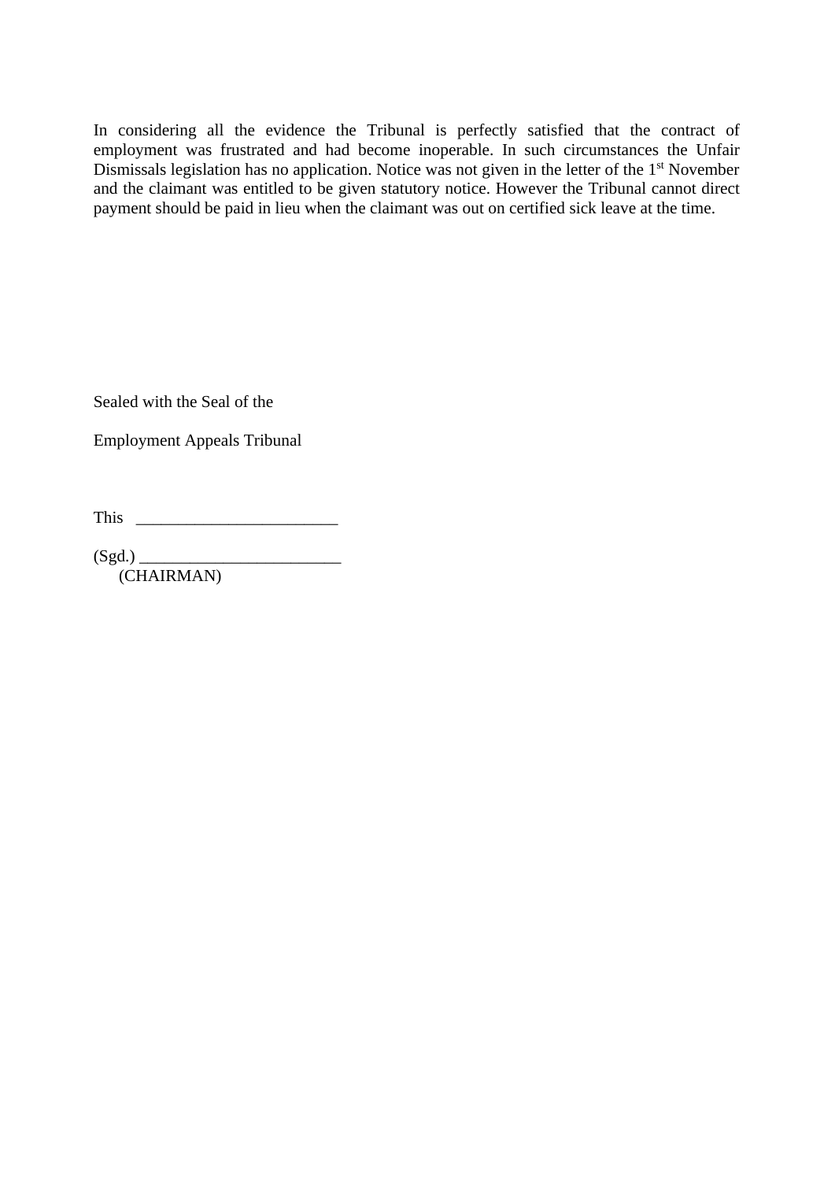In considering all the evidence the Tribunal is perfectly satisfied that the contract of employment was frustrated and had become inoperable. In such circumstances the Unfair Dismissals legislation has no application. Notice was not given in the letter of the 1st November and the claimant was entitled to be given statutory notice. However the Tribunal cannot direct payment should be paid in lieu when the claimant was out on certified sick leave at the time.

Sealed with the Seal of the

Employment Appeals Tribunal

This ________________________

(Sgd.) ________________________
(CHAIRMAN)